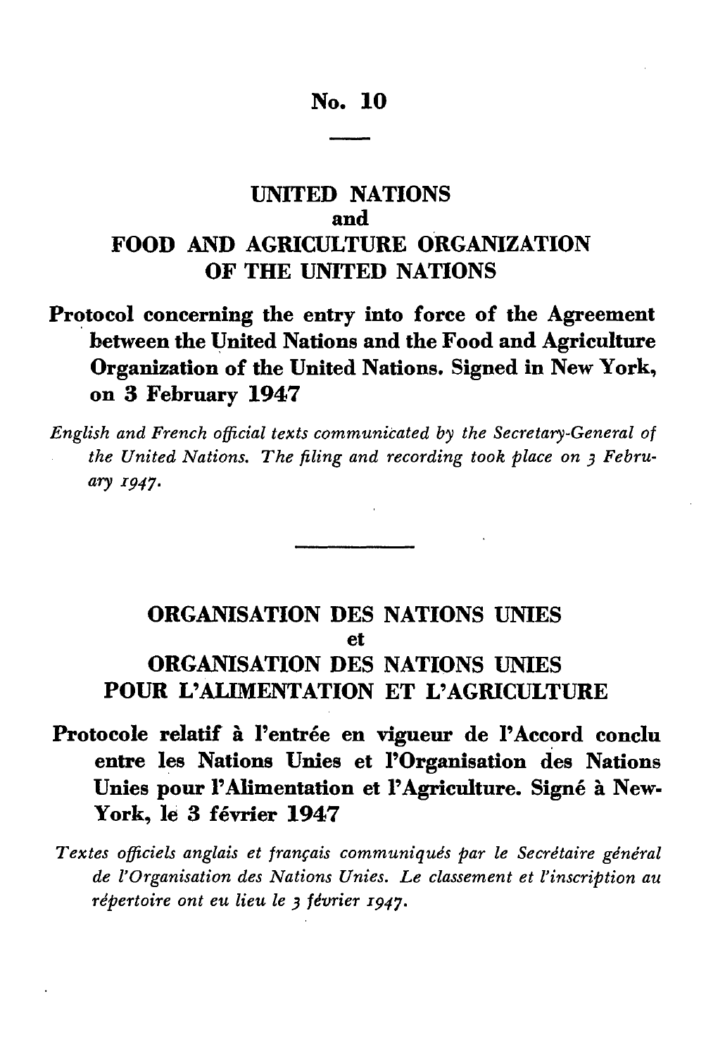# No. 10

## UNITED NATIONS
and
## FOOD AND AGRICULTURE ORGANIZATION OF THE UNITED NATIONS

**Protocol concerning the entry into force of the Agreement between the United Nations and the Food and Agriculture Organization of the United Nations. Signed in New York, on 3 February 1947**

*English and French official texts communicated by the Secretary-General of the United Nations. The filing and recording took place on 3 February 1947.*

---

## ORGANISATION DES NATIONS UNIES
et
## ORGANISATION DES NATIONS UNIES POUR L'ALIMENTATION ET L'AGRICULTURE

**Protocole relatif à l'entrée en vigueur de l'Accord conclu entre les Nations Unies et l'Organisation des Nations Unies pour l'Alimentation et l'Agriculture. Signé à New-York, le 3 février 1947**

*Textes officiels anglais et français communiqués par le Secrétaire général de l'Organisation des Nations Unies. Le classement et l'inscription au répertoire ont eu lieu le 3 février 1947.*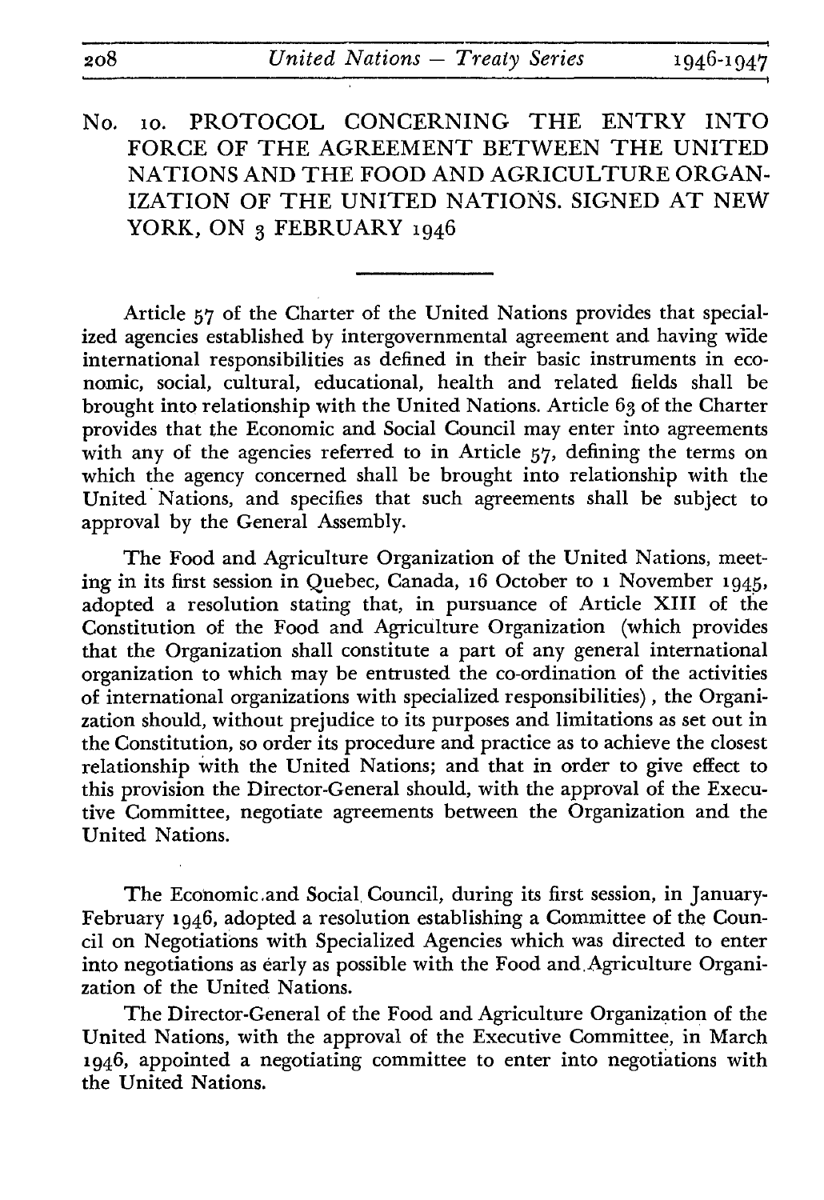# No. 10. PROTOCOL CONCERNING THE ENTRY INTO FORCE OF THE AGREEMENT BETWEEN THE UNITED NATIONS AND THE FOOD AND AGRICULTURE ORGANIZATION OF THE UNITED NATIONS. SIGNED AT NEW YORK, ON 3 FEBRUARY 1946

Article 57 of the Charter of the United Nations provides that specialized agencies established by intergovernmental agreement and having wide international responsibilities as defined in their basic instruments in economic, social, cultural, educational, health and related fields shall be brought into relationship with the United Nations. Article 63 of the Charter provides that the Economic and Social Council may enter into agreements with any of the agencies referred to in Article 57, defining the terms on which the agency concerned shall be brought into relationship with the United Nations, and specifies that such agreements shall be subject to approval by the General Assembly.

The Food and Agriculture Organization of the United Nations, meeting in its first session in Quebec, Canada, 16 October to 1 November 1945, adopted a resolution stating that, in pursuance of Article XIII of the Constitution of the Food and Agriculture Organization (which provides that the Organization shall constitute a part of any general international organization to which may be entrusted the co-ordination of the activities of international organizations with specialized responsibilities), the Organization should, without prejudice to its purposes and limitations as set out in the Constitution, so order its procedure and practice as to achieve the closest relationship with the United Nations; and that in order to give effect to this provision the Director-General should, with the approval of the Executive Committee, negotiate agreements between the Organization and the United Nations.

The Economic and Social Council, during its first session, in January-February 1946, adopted a resolution establishing a Committee of the Council on Negotiations with Specialized Agencies which was directed to enter into negotiations as early as possible with the Food and Agriculture Organization of the United Nations.

The Director-General of the Food and Agriculture Organization of the United Nations, with the approval of the Executive Committee, in March 1946, appointed a negotiating committee to enter into negotiations with the United Nations.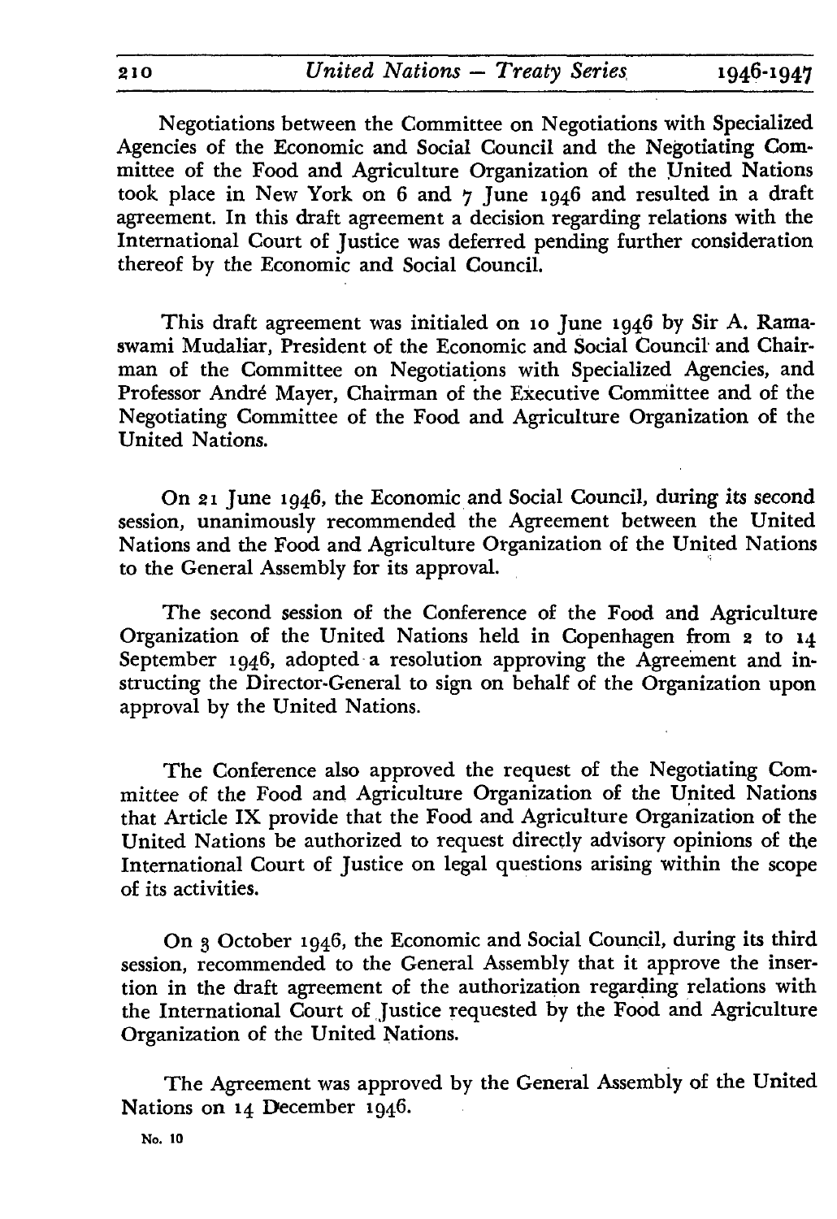Negotiations between the Committee on Negotiations with Specialized Agencies of the Economic and Social Council and the Negotiating Committee of the Food and Agriculture Organization of the United Nations took place in New York on 6 and 7 June 1946 and resulted in a draft agreement. In this draft agreement a decision regarding relations with the International Court of Justice was deferred pending further consideration thereof by the Economic and Social Council.

This draft agreement was initialed on 10 June 1946 by Sir A. Ramaswami Mudaliar, President of the Economic and Social Council and Chairman of the Committee on Negotiations with Specialized Agencies, and Professor André Mayer, Chairman of the Executive Committee and of the Negotiating Committee of the Food and Agriculture Organization of the United Nations.

On 21 June 1946, the Economic and Social Council, during its second session, unanimously recommended the Agreement between the United Nations and the Food and Agriculture Organization of the United Nations to the General Assembly for its approval.

The second session of the Conference of the Food and Agriculture Organization of the United Nations held in Copenhagen from 2 to 14 September 1946, adopted a resolution approving the Agreement and instructing the Director-General to sign on behalf of the Organization upon approval by the United Nations.

The Conference also approved the request of the Negotiating Committee of the Food and Agriculture Organization of the United Nations that Article IX provide that the Food and Agriculture Organization of the United Nations be authorized to request directly advisory opinions of the International Court of Justice on legal questions arising within the scope of its activities.

On 3 October 1946, the Economic and Social Council, during its third session, recommended to the General Assembly that it approve the insertion in the draft agreement of the authorization regarding relations with the International Court of Justice requested by the Food and Agriculture Organization of the United Nations.

The Agreement was approved by the General Assembly of the United Nations on 14 December 1946.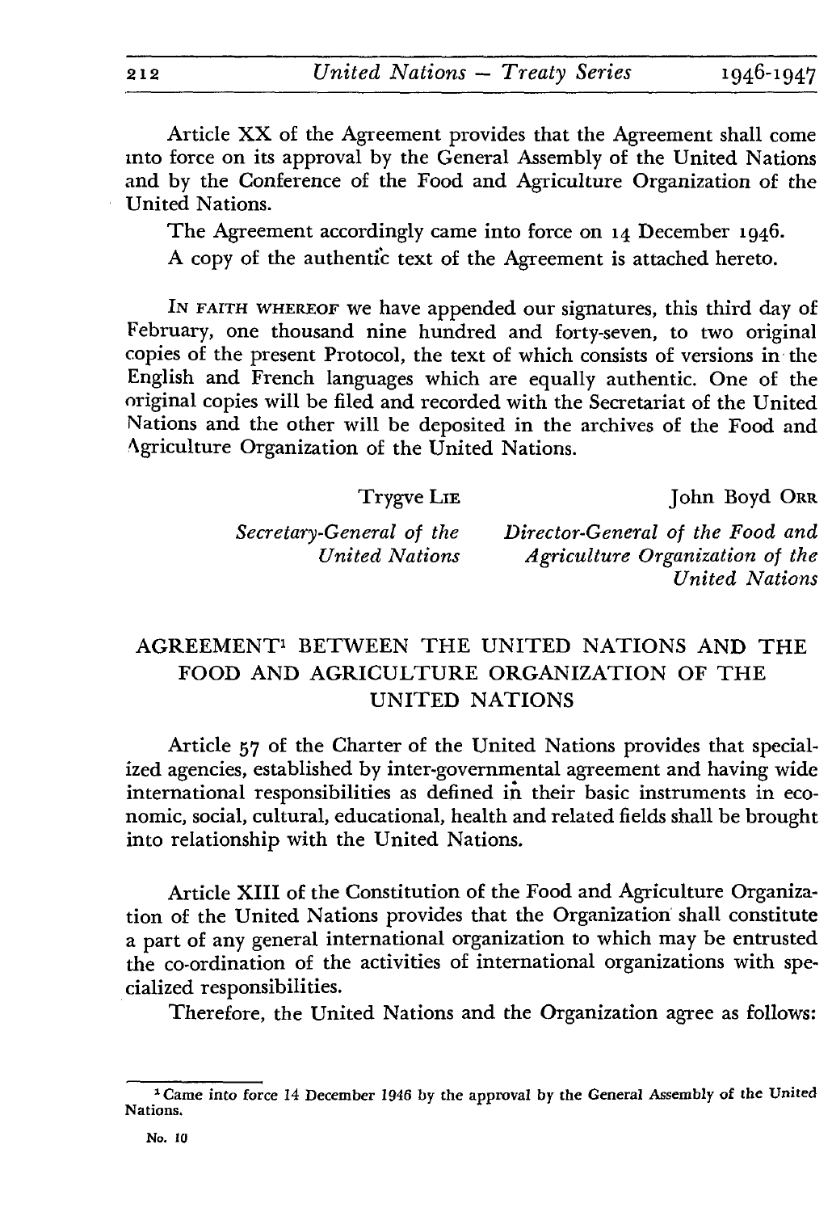Article XX of the Agreement provides that the Agreement shall come into force on its approval by the General Assembly of the United Nations and by the Conference of the Food and Agriculture Organization of the United Nations.

The Agreement accordingly came into force on 14 December 1946.

A copy of the authentic text of the Agreement is attached hereto.

IN FAITH WHEREOF we have appended our signatures, this third day of February, one thousand nine hundred and forty-seven, to two original copies of the present Protocol, the text of which consists of versions in the English and French languages which are equally authentic. One of the original copies will be filed and recorded with the Secretariat of the United Nations and the other will be deposited in the archives of the Food and Agriculture Organization of the United Nations.

| Trygve LIE | John Boyd ORR |
|---|---|
| *Secretary-General of the United Nations* | *Director-General of the Food and Agriculture Organization of the United Nations* |

## AGREEMENT[1] BETWEEN THE UNITED NATIONS AND THE FOOD AND AGRICULTURE ORGANIZATION OF THE UNITED NATIONS

Article 57 of the Charter of the United Nations provides that specialized agencies, established by inter-governmental agreement and having wide international responsibilities as defined in their basic instruments in economic, social, cultural, educational, health and related fields shall be brought into relationship with the United Nations.

Article XIII of the Constitution of the Food and Agriculture Organization of the United Nations provides that the Organization shall constitute a part of any general international organization to which may be entrusted the co-ordination of the activities of international organizations with specialized responsibilities.

Therefore, the United Nations and the Organization agree as follows:

[1] Came into force 14 December 1946 by the approval by the General Assembly of the United Nations.

No. 10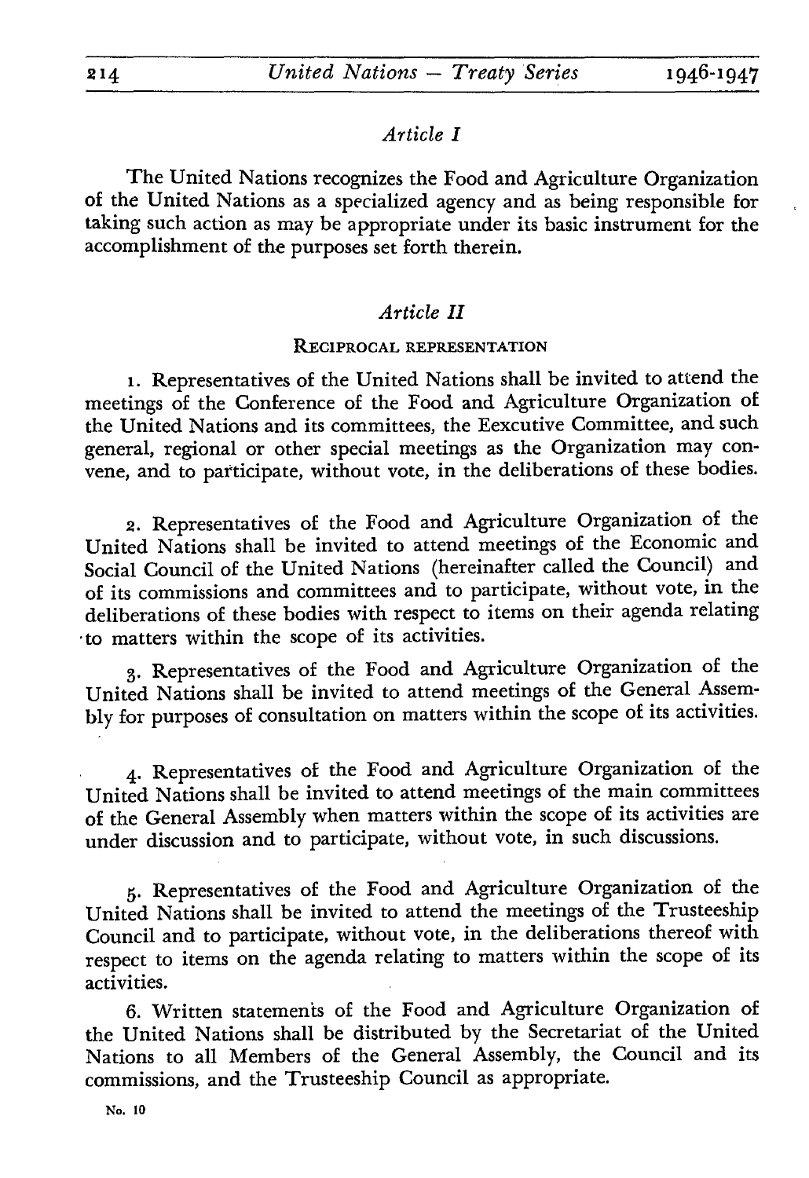*Article I*

The United Nations recognizes the Food and Agriculture Organization of the United Nations as a specialized agency and as being responsible for taking such action as may be appropriate under its basic instrument for the accomplishment of the purposes set forth therein.

*Article II*

RECIPROCAL REPRESENTATION

1. Representatives of the United Nations shall be invited to attend the meetings of the Conference of the Food and Agriculture Organization of the United Nations and its committees, the Eexcutive Committee, and such general, regional or other special meetings as the Organization may convene, and to participate, without vote, in the deliberations of these bodies.

2. Representatives of the Food and Agriculture Organization of the United Nations shall be invited to attend meetings of the Economic and Social Council of the United Nations (hereinafter called the Council) and of its commissions and committees and to participate, without vote, in the deliberations of these bodies with respect to items on their agenda relating to matters within the scope of its activities.

3. Representatives of the Food and Agriculture Organization of the United Nations shall be invited to attend meetings of the General Assembly for purposes of consultation on matters within the scope of its activities.

4. Representatives of the Food and Agriculture Organization of the United Nations shall be invited to attend meetings of the main committees of the General Assembly when matters within the scope of its activities are under discussion and to participate, without vote, in such discussions.

5. Representatives of the Food and Agriculture Organization of the United Nations shall be invited to attend the meetings of the Trusteeship Council and to participate, without vote, in the deliberations thereof with respect to items on the agenda relating to matters within the scope of its activities.

6. Written statements of the Food and Agriculture Organization of the United Nations shall be distributed by the Secretariat of the United Nations to all Members of the General Assembly, the Council and its commissions, and the Trusteeship Council as appropriate.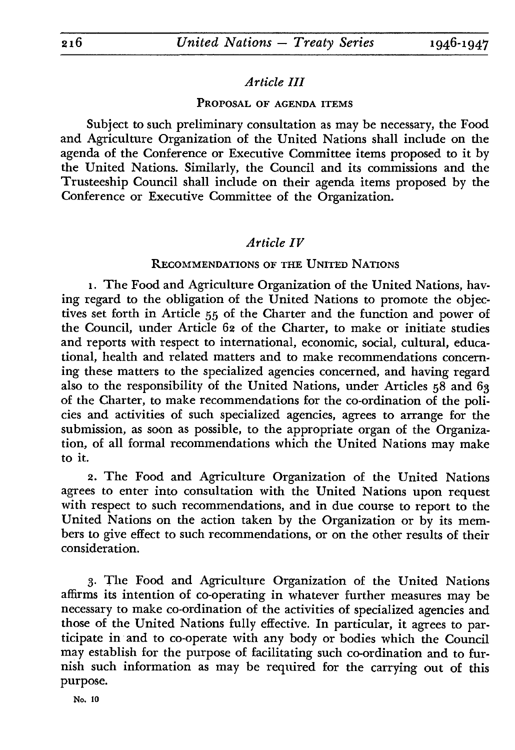### *Article III*

#### Proposal of agenda items

Subject to such preliminary consultation as may be necessary, the Food and Agriculture Organization of the United Nations shall include on the agenda of the Conference or Executive Committee items proposed to it by the United Nations. Similarly, the Council and its commissions and the Trusteeship Council shall include on their agenda items proposed by the Conference or Executive Committee of the Organization.

### *Article IV*

#### Recommendations of the United Nations

1. The Food and Agriculture Organization of the United Nations, having regard to the obligation of the United Nations to promote the objectives set forth in Article 55 of the Charter and the function and power of the Council, under Article 62 of the Charter, to make or initiate studies and reports with respect to international, economic, social, cultural, educational, health and related matters and to make recommendations concerning these matters to the specialized agencies concerned, and having regard also to the responsibility of the United Nations, under Articles 58 and 63 of the Charter, to make recommendations for the co-ordination of the policies and activities of such specialized agencies, agrees to arrange for the submission, as soon as possible, to the appropriate organ of the Organization, of all formal recommendations which the United Nations may make to it.

2. The Food and Agriculture Organization of the United Nations agrees to enter into consultation with the United Nations upon request with respect to such recommendations, and in due course to report to the United Nations on the action taken by the Organization or by its members to give effect to such recommendations, or on the other results of their consideration.

3. The Food and Agriculture Organization of the United Nations affirms its intention of co-operating in whatever further measures may be necessary to make co-ordination of the activities of specialized agencies and those of the United Nations fully effective. In particular, it agrees to participate in and to co-operate with any body or bodies which the Council may establish for the purpose of facilitating such co-ordination and to furnish such information as may be required for the carrying out of this purpose.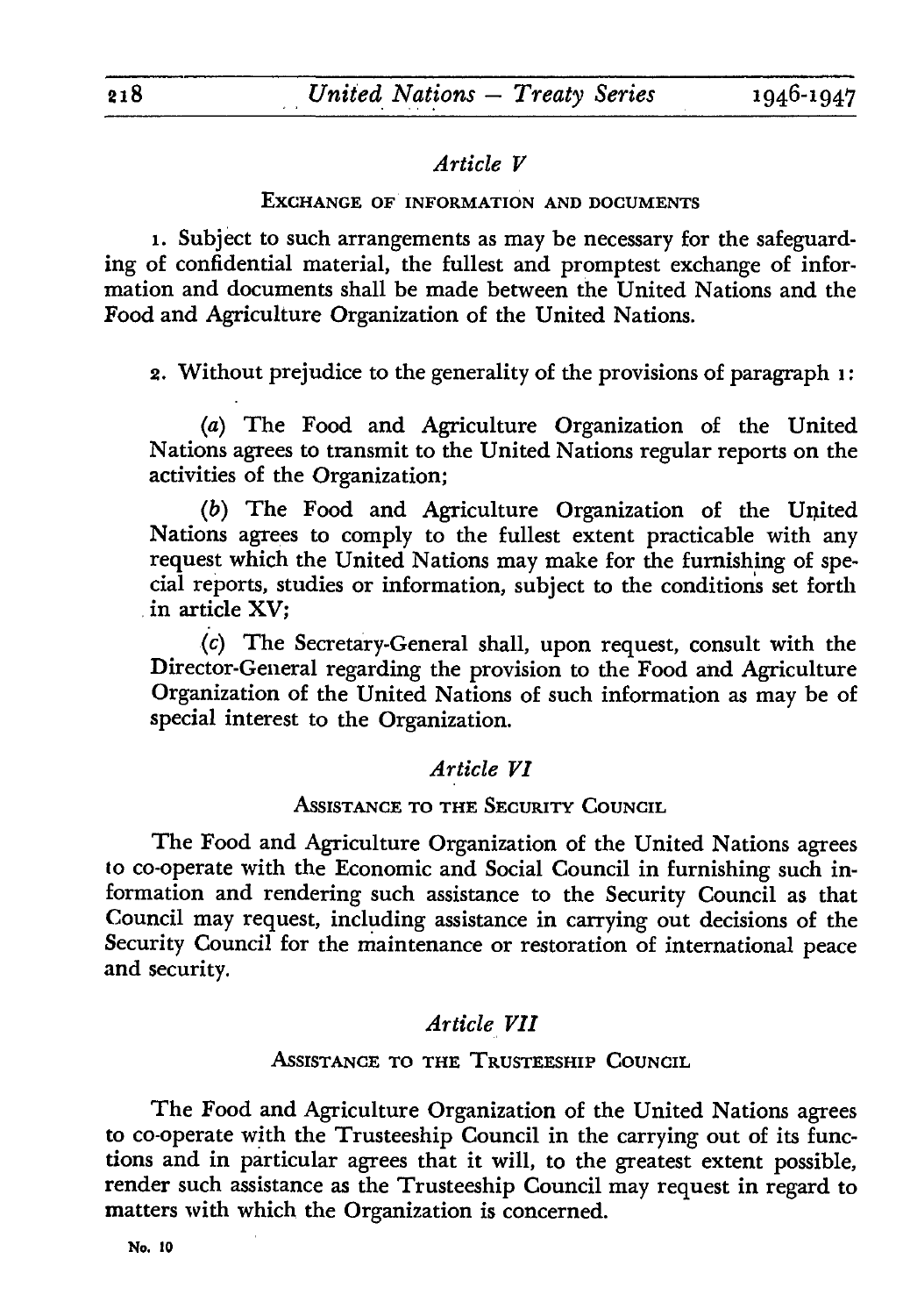## *Article V*

### EXCHANGE OF INFORMATION AND DOCUMENTS

1. Subject to such arrangements as may be necessary for the safeguarding of confidential material, the fullest and promptest exchange of information and documents shall be made between the United Nations and the Food and Agriculture Organization of the United Nations.

2. Without prejudice to the generality of the provisions of paragraph 1:

(*a*) The Food and Agriculture Organization of the United Nations agrees to transmit to the United Nations regular reports on the activities of the Organization;

(*b*) The Food and Agriculture Organization of the United Nations agrees to comply to the fullest extent practicable with any request which the United Nations may make for the furnishing of special reports, studies or information, subject to the conditions set forth in article XV;

(*c*) The Secretary-General shall, upon request, consult with the Director-General regarding the provision to the Food and Agriculture Organization of the United Nations of such information as may be of special interest to the Organization.

## *Article VI*

### ASSISTANCE TO THE SECURITY COUNCIL

The Food and Agriculture Organization of the United Nations agrees to co-operate with the Economic and Social Council in furnishing such information and rendering such assistance to the Security Council as that Council may request, including assistance in carrying out decisions of the Security Council for the maintenance or restoration of international peace and security.

## *Article VII*

### ASSISTANCE TO THE TRUSTEESHIP COUNCIL

The Food and Agriculture Organization of the United Nations agrees to co-operate with the Trusteeship Council in the carrying out of its functions and in particular agrees that it will, to the greatest extent possible, render such assistance as the Trusteeship Council may request in regard to matters with which the Organization is concerned.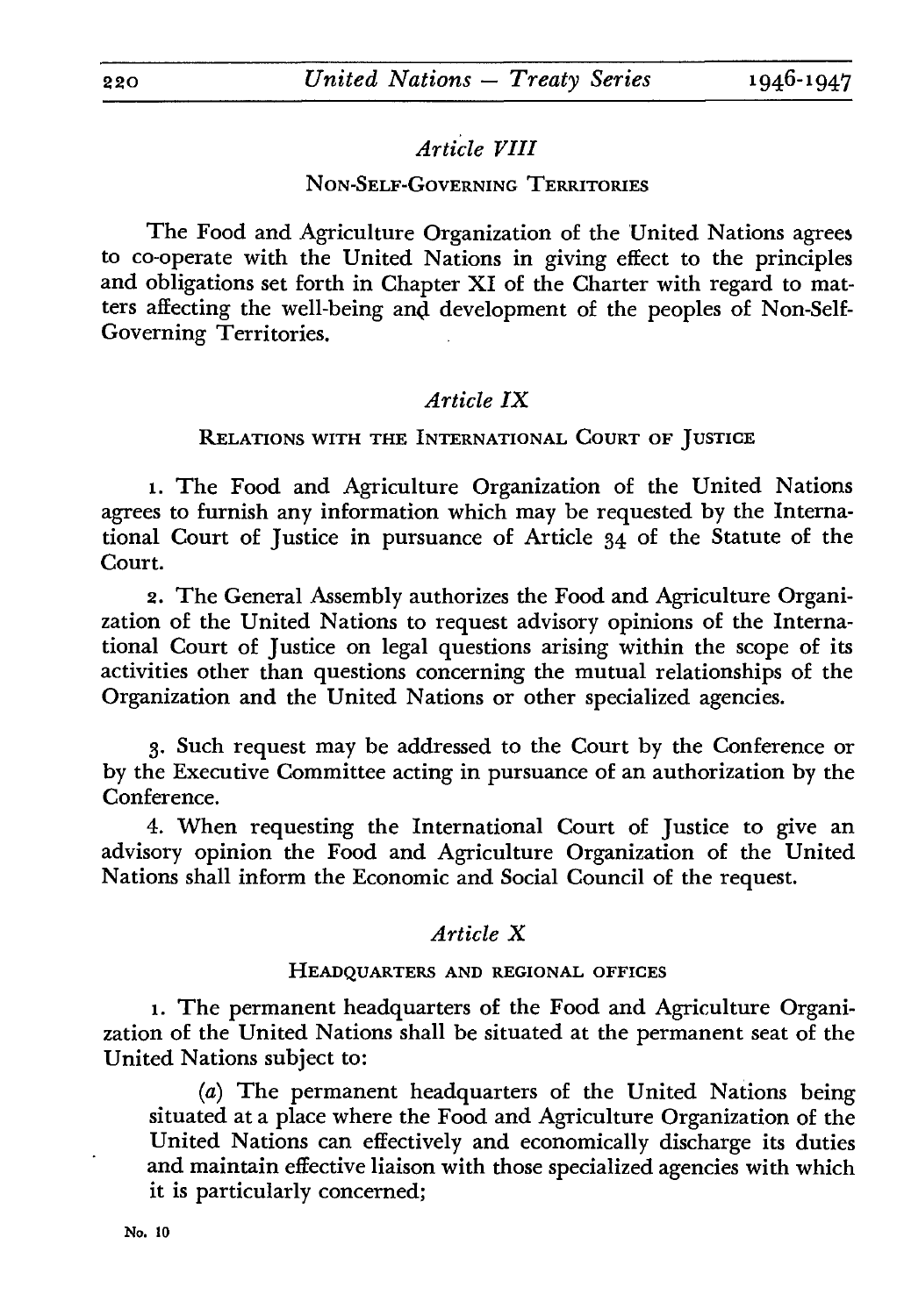## *Article VIII*

### NON-SELF-GOVERNING TERRITORIES

The Food and Agriculture Organization of the United Nations agrees to co-operate with the United Nations in giving effect to the principles and obligations set forth in Chapter XI of the Charter with regard to matters affecting the well-being and development of the peoples of Non-Self-Governing Territories.

## *Article IX*

### RELATIONS WITH THE INTERNATIONAL COURT OF JUSTICE

1. The Food and Agriculture Organization of the United Nations agrees to furnish any information which may be requested by the International Court of Justice in pursuance of Article 34 of the Statute of the Court.

2. The General Assembly authorizes the Food and Agriculture Organization of the United Nations to request advisory opinions of the International Court of Justice on legal questions arising within the scope of its activities other than questions concerning the mutual relationships of the Organization and the United Nations or other specialized agencies.

3. Such request may be addressed to the Court by the Conference or by the Executive Committee acting in pursuance of an authorization by the Conference.

4. When requesting the International Court of Justice to give an advisory opinion the Food and Agriculture Organization of the United Nations shall inform the Economic and Social Council of the request.

## *Article X*

### HEADQUARTERS AND REGIONAL OFFICES

1. The permanent headquarters of the Food and Agriculture Organization of the United Nations shall be situated at the permanent seat of the United Nations subject to:

(*a*) The permanent headquarters of the United Nations being situated at a place where the Food and Agriculture Organization of the United Nations can effectively and economically discharge its duties and maintain effective liaison with those specialized agencies with which it is particularly concerned;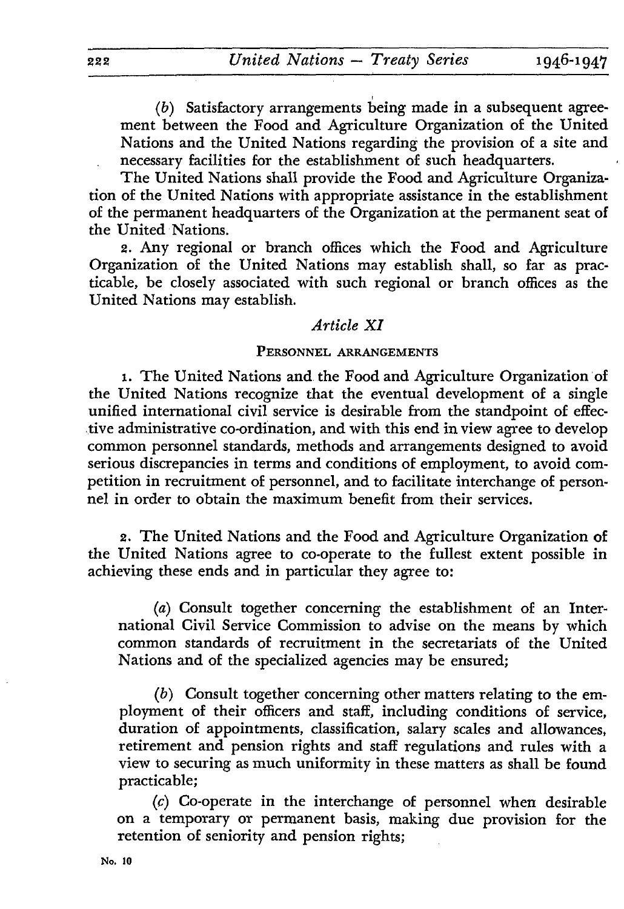(*b*) Satisfactory arrangements being made in a subsequent agreement between the Food and Agriculture Organization of the United Nations and the United Nations regarding the provision of a site and necessary facilities for the establishment of such headquarters.

The United Nations shall provide the Food and Agriculture Organization of the United Nations with appropriate assistance in the establishment of the permanent headquarters of the Organization at the permanent seat of the United Nations.

2. Any regional or branch offices which the Food and Agriculture Organization of the United Nations may establish shall, so far as practicable, be closely associated with such regional or branch offices as the United Nations may establish.

### *Article XI*

#### PERSONNEL ARRANGEMENTS

1. The United Nations and the Food and Agriculture Organization of the United Nations recognize that the eventual development of a single unified international civil service is desirable from the standpoint of effective administrative co-ordination, and with this end in view agree to develop common personnel standards, methods and arrangements designed to avoid serious discrepancies in terms and conditions of employment, to avoid competition in recruitment of personnel, and to facilitate interchange of personnel in order to obtain the maximum benefit from their services.

2. The United Nations and the Food and Agriculture Organization of the United Nations agree to co-operate to the fullest extent possible in achieving these ends and in particular they agree to:

(*a*) Consult together concerning the establishment of an International Civil Service Commission to advise on the means by which common standards of recruitment in the secretariats of the United Nations and of the specialized agencies may be ensured;

(*b*) Consult together concerning other matters relating to the employment of their officers and staff, including conditions of service, duration of appointments, classification, salary scales and allowances, retirement and pension rights and staff regulations and rules with a view to securing as much uniformity in these matters as shall be found practicable;

(*c*) Co-operate in the interchange of personnel when desirable on a temporary or permanent basis, making due provision for the retention of seniority and pension rights;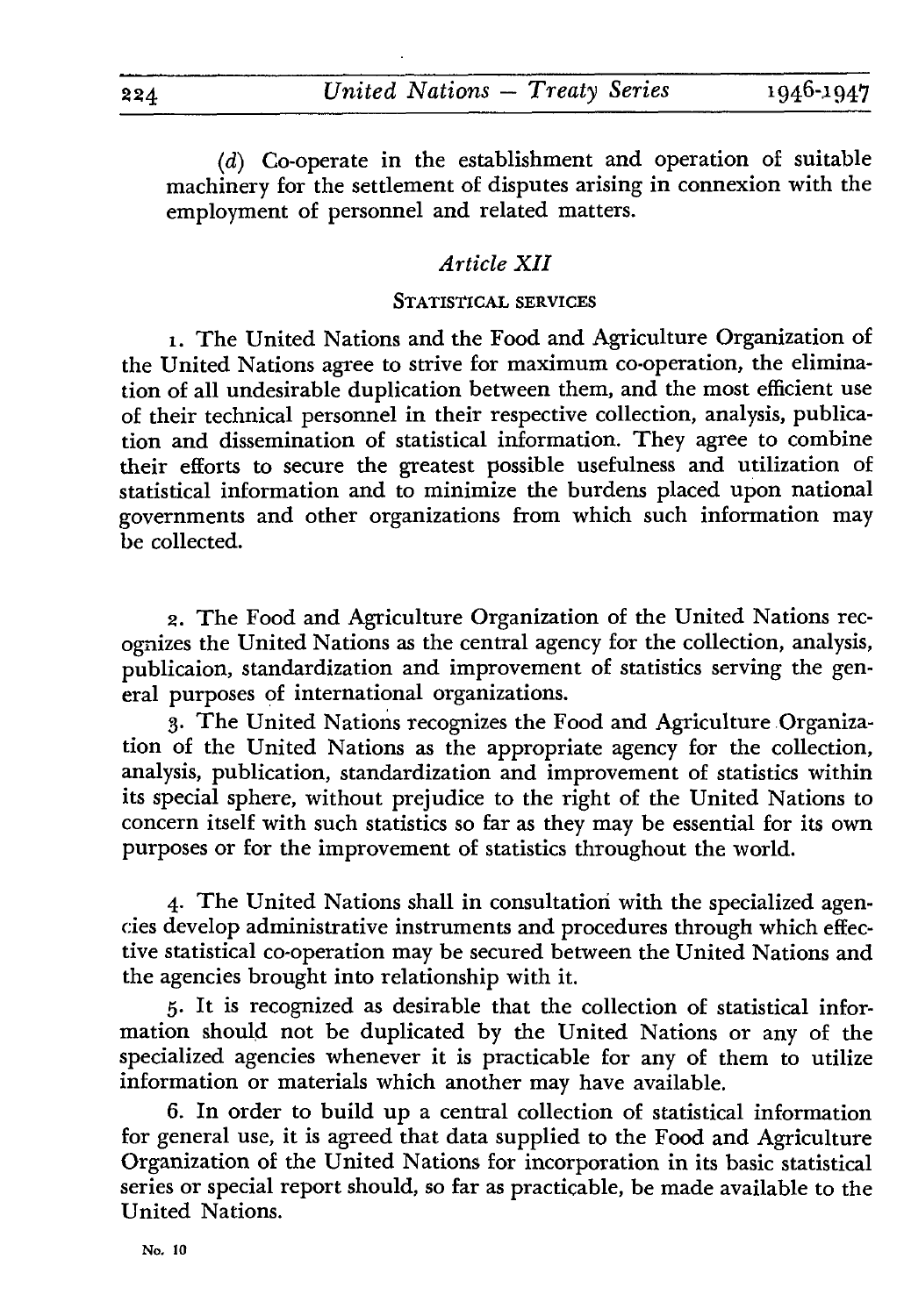(*d*) Co-operate in the establishment and operation of suitable machinery for the settlement of disputes arising in connexion with the employment of personnel and related matters.

### *Article XII*

STATISTICAL SERVICES

1. The United Nations and the Food and Agriculture Organization of the United Nations agree to strive for maximum co-operation, the elimination of all undesirable duplication between them, and the most efficient use of their technical personnel in their respective collection, analysis, publication and dissemination of statistical information. They agree to combine their efforts to secure the greatest possible usefulness and utilization of statistical information and to minimize the burdens placed upon national governments and other organizations from which such information may be collected.

2. The Food and Agriculture Organization of the United Nations recognizes the United Nations as the central agency for the collection, analysis, publicaion, standardization and improvement of statistics serving the general purposes of international organizations.

3. The United Nations recognizes the Food and Agriculture Organization of the United Nations as the appropriate agency for the collection, analysis, publication, standardization and improvement of statistics within its special sphere, without prejudice to the right of the United Nations to concern itself with such statistics so far as they may be essential for its own purposes or for the improvement of statistics throughout the world.

4. The United Nations shall in consultation with the specialized agencies develop administrative instruments and procedures through which effective statistical co-operation may be secured between the United Nations and the agencies brought into relationship with it.

5. It is recognized as desirable that the collection of statistical information should not be duplicated by the United Nations or any of the specialized agencies whenever it is practicable for any of them to utilize information or materials which another may have available.

6. In order to build up a central collection of statistical information for general use, it is agreed that data supplied to the Food and Agriculture Organization of the United Nations for incorporation in its basic statistical series or special report should, so far as practicable, be made available to the United Nations.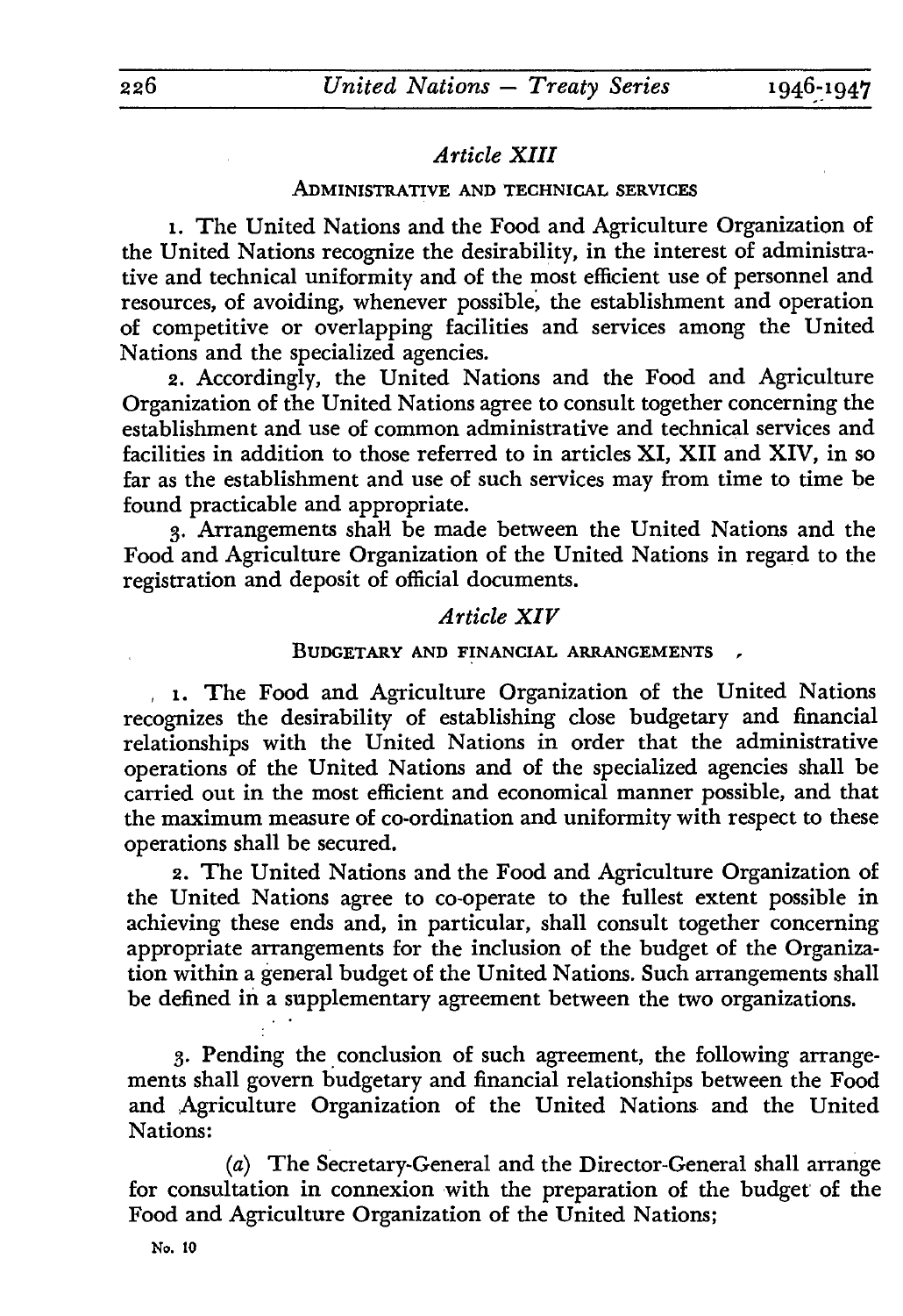## *Article XIII*

### ADMINISTRATIVE AND TECHNICAL SERVICES

1. The United Nations and the Food and Agriculture Organization of the United Nations recognize the desirability, in the interest of administrative and technical uniformity and of the most efficient use of personnel and resources, of avoiding, whenever possible, the establishment and operation of competitive or overlapping facilities and services among the United Nations and the specialized agencies.

2. Accordingly, the United Nations and the Food and Agriculture Organization of the United Nations agree to consult together concerning the establishment and use of common administrative and technical services and facilities in addition to those referred to in articles XI, XII and XIV, in so far as the establishment and use of such services may from time to time be found practicable and appropriate.

3. Arrangements shall be made between the United Nations and the Food and Agriculture Organization of the United Nations in regard to the registration and deposit of official documents.

## *Article XIV*

### BUDGETARY AND FINANCIAL ARRANGEMENTS

1. The Food and Agriculture Organization of the United Nations recognizes the desirability of establishing close budgetary and financial relationships with the United Nations in order that the administrative operations of the United Nations and of the specialized agencies shall be carried out in the most efficient and economical manner possible, and that the maximum measure of co-ordination and uniformity with respect to these operations shall be secured.

2. The United Nations and the Food and Agriculture Organization of the United Nations agree to co-operate to the fullest extent possible in achieving these ends and, in particular, shall consult together concerning appropriate arrangements for the inclusion of the budget of the Organization within a general budget of the United Nations. Such arrangements shall be defined in a supplementary agreement between the two organizations.

3. Pending the conclusion of such agreement, the following arrangements shall govern budgetary and financial relationships between the Food and Agriculture Organization of the United Nations and the United Nations:

(*a*) The Secretary-General and the Director-General shall arrange for consultation in connexion with the preparation of the budget of the Food and Agriculture Organization of the United Nations;

No. 10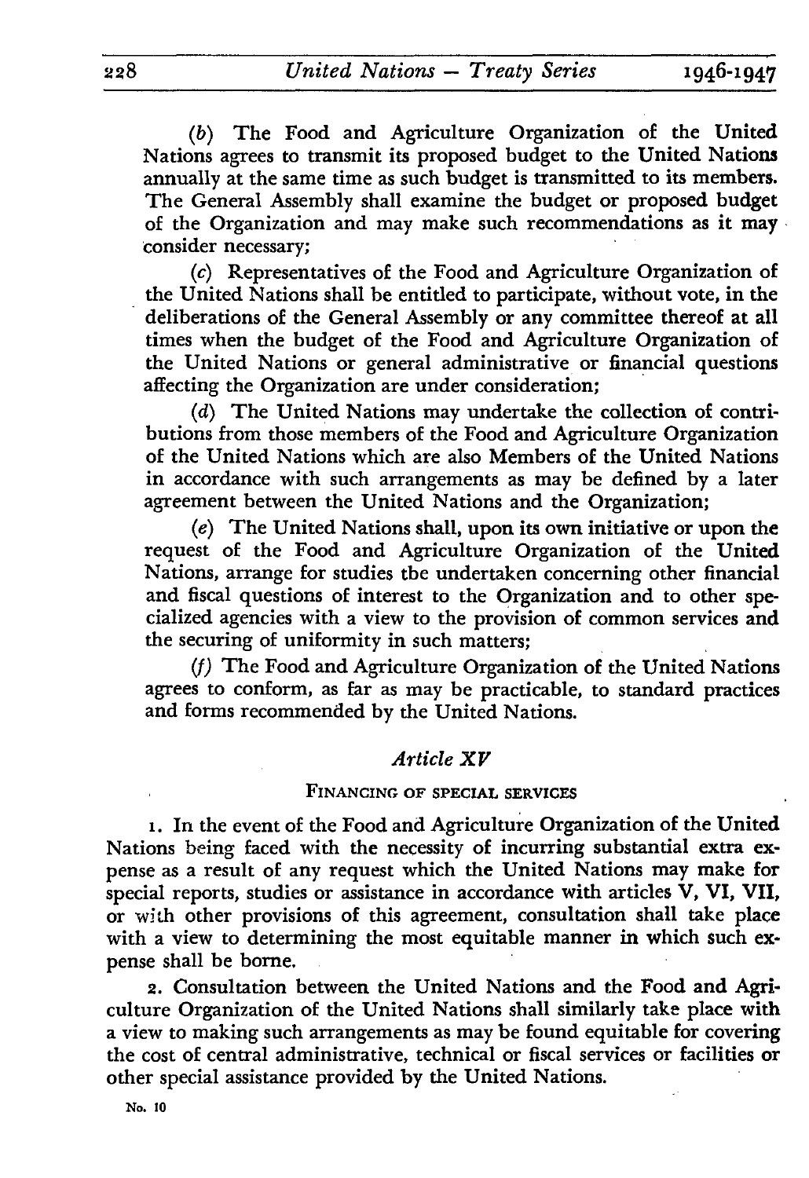(*b*) The Food and Agriculture Organization of the United Nations agrees to transmit its proposed budget to the United Nations annually at the same time as such budget is transmitted to its members. The General Assembly shall examine the budget or proposed budget of the Organization and may make such recommendations as it may consider necessary;

(*c*) Representatives of the Food and Agriculture Organization of the United Nations shall be entitled to participate, without vote, in the deliberations of the General Assembly or any committee thereof at all times when the budget of the Food and Agriculture Organization of the United Nations or general administrative or financial questions affecting the Organization are under consideration;

(*d*) The United Nations may undertake the collection of contributions from those members of the Food and Agriculture Organization of the United Nations which are also Members of the United Nations in accordance with such arrangements as may be defined by a later agreement between the United Nations and the Organization;

(*e*) The United Nations shall, upon its own initiative or upon the request of the Food and Agriculture Organization of the United Nations, arrange for studies tbe undertaken concerning other financial and fiscal questions of interest to the Organization and to other specialized agencies with a view to the provision of common services and the securing of uniformity in such matters;

(*f*) The Food and Agriculture Organization of the United Nations agrees to conform, as far as may be practicable, to standard practices and forms recommended by the United Nations.

### *Article XV*

FINANCING OF SPECIAL SERVICES

1. In the event of the Food and Agriculture Organization of the United Nations being faced with the necessity of incurring substantial extra expense as a result of any request which the United Nations may make for special reports, studies or assistance in accordance with articles V, VI, VII, or with other provisions of this agreement, consultation shall take place with a view to determining the most equitable manner in which such expense shall be borne.

2. Consultation between the United Nations and the Food and Agriculture Organization of the United Nations shall similarly take place with a view to making such arrangements as may be found equitable for covering the cost of central administrative, technical or fiscal services or facilities or other special assistance provided by the United Nations.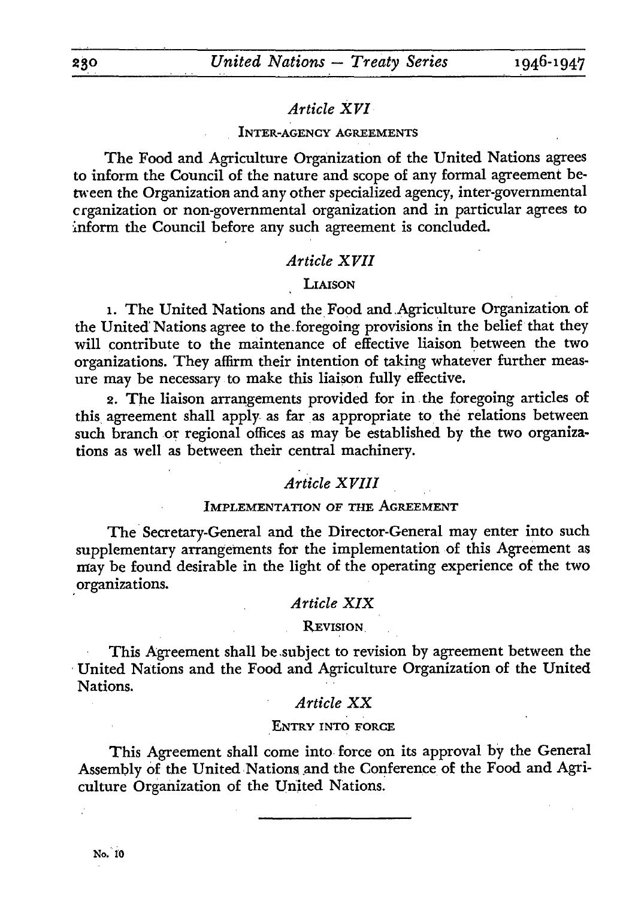### *Article XVI*

#### INTER-AGENCY AGREEMENTS

The Food and Agriculture Organization of the United Nations agrees to inform the Council of the nature and scope of any formal agreement between the Organization and any other specialized agency, inter-governmental organization or non-governmental organization and in particular agrees to inform the Council before any such agreement is concluded.

### *Article XVII*

#### LIAISON

1. The United Nations and the Food and Agriculture Organization of the United Nations agree to the foregoing provisions in the belief that they will contribute to the maintenance of effective liaison between the two organizations. They affirm their intention of taking whatever further measure may be necessary to make this liaison fully effective.

2. The liaison arrangements provided for in the foregoing articles of this agreement shall apply as far as appropriate to the relations between such branch or regional offices as may be established by the two organizations as well as between their central machinery.

### *Article XVIII*

#### IMPLEMENTATION OF THE AGREEMENT

The Secretary-General and the Director-General may enter into such supplementary arrangements for the implementation of this Agreement as may be found desirable in the light of the operating experience of the two organizations.

### *Article XIX*

#### REVISION

This Agreement shall be subject to revision by agreement between the United Nations and the Food and Agriculture Organization of the United Nations.

### *Article XX*

#### ENTRY INTO FORCE

This Agreement shall come into force on its approval by the General Assembly of the United Nations and the Conference of the Food and Agriculture Organization of the United Nations.

---